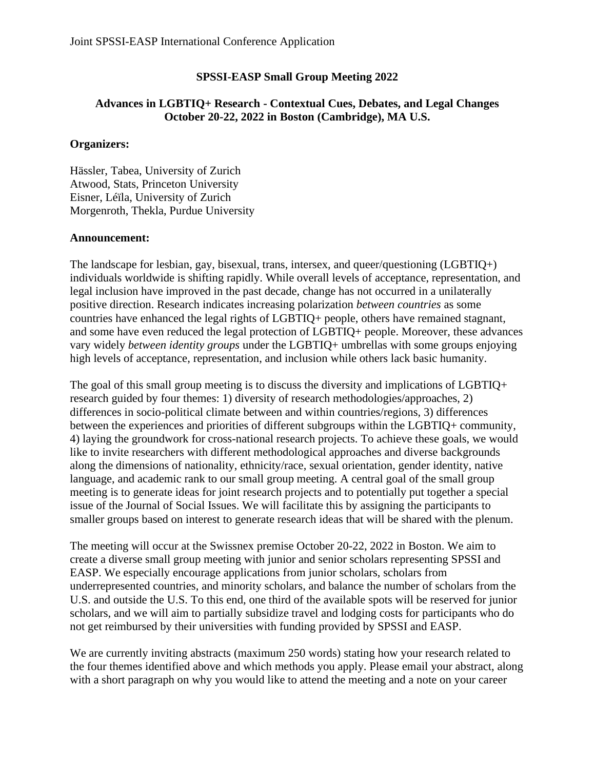Joint SPSSI-EASP International Conference Application

**SPSSI-EASP Small Group Meeting 2022**

**Advances in LGBTIQ+ Research - Contextual Cues, Debates, and Legal Changes**
**October 20-22, 2022 in Boston (Cambridge), MA U.S.**

**Organizers:**

Hässler, Tabea, University of Zurich
Atwood, Stats, Princeton University
Eisner, Léïla, University of Zurich
Morgenroth, Thekla, Purdue University

**Announcement:**

The landscape for lesbian, gay, bisexual, trans, intersex, and queer/questioning (LGBTIQ+) individuals worldwide is shifting rapidly. While overall levels of acceptance, representation, and legal inclusion have improved in the past decade, change has not occurred in a unilaterally positive direction. Research indicates increasing polarization *between countries* as some countries have enhanced the legal rights of LGBTIQ+ people, others have remained stagnant, and some have even reduced the legal protection of LGBTIQ+ people. Moreover, these advances vary widely *between identity groups* under the LGBTIQ+ umbrellas with some groups enjoying high levels of acceptance, representation, and inclusion while others lack basic humanity.

The goal of this small group meeting is to discuss the diversity and implications of LGBTIQ+ research guided by four themes: 1) diversity of research methodologies/approaches, 2) differences in socio-political climate between and within countries/regions, 3) differences between the experiences and priorities of different subgroups within the LGBTIQ+ community, 4) laying the groundwork for cross-national research projects. To achieve these goals, we would like to invite researchers with different methodological approaches and diverse backgrounds along the dimensions of nationality, ethnicity/race, sexual orientation, gender identity, native language, and academic rank to our small group meeting. A central goal of the small group meeting is to generate ideas for joint research projects and to potentially put together a special issue of the Journal of Social Issues. We will facilitate this by assigning the participants to smaller groups based on interest to generate research ideas that will be shared with the plenum.

The meeting will occur at the Swissnex premise October 20-22, 2022 in Boston. We aim to create a diverse small group meeting with junior and senior scholars representing SPSSI and EASP. We especially encourage applications from junior scholars, scholars from underrepresented countries, and minority scholars, and balance the number of scholars from the U.S. and outside the U.S. To this end, one third of the available spots will be reserved for junior scholars, and we will aim to partially subsidize travel and lodging costs for participants who do not get reimbursed by their universities with funding provided by SPSSI and EASP.

We are currently inviting abstracts (maximum 250 words) stating how your research related to the four themes identified above and which methods you apply. Please email your abstract, along with a short paragraph on why you would like to attend the meeting and a note on your career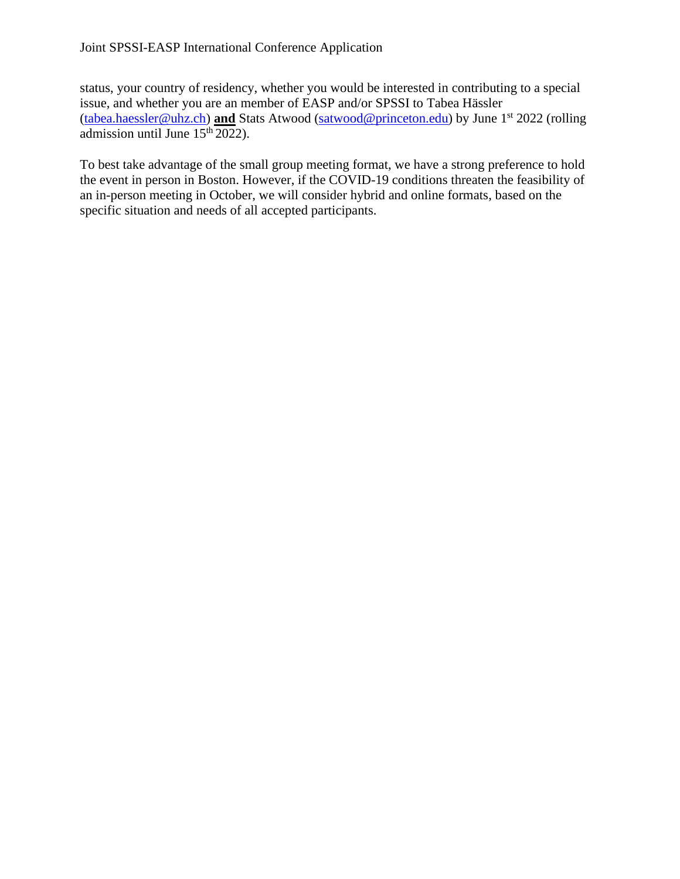status, your country of residency, whether you would be interested in contributing to a special issue, and whether you are an member of EASP and/or SPSSI to Tabea Hässler (tabea.haessler@uhz.ch) **and** Stats Atwood (satwood@princeton.edu) by June 1st 2022 (rolling admission until June 15th 2022).

To best take advantage of the small group meeting format, we have a strong preference to hold the event in person in Boston. However, if the COVID-19 conditions threaten the feasibility of an in-person meeting in October, we will consider hybrid and online formats, based on the specific situation and needs of all accepted participants.